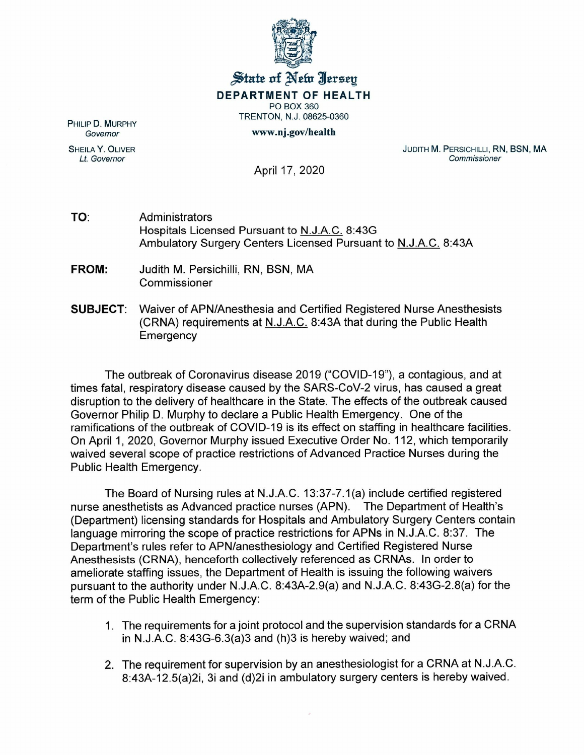# State of New Jersey

**DEPARTMENT OF HEALTH**

PO BOX 360
TRENTON, N.J. 08625-0360

**www.nj.gov/health**

PHILIP D. MURPHY
*Governor*

SHEILA Y. OLIVER
*Lt. Governor*

JUDITH M. PERSICHILLI, RN, BSN, MA
*Commissioner*

April 17, 2020

**TO**: Administrators
Hospitals Licensed Pursuant to N.J.A.C. 8:43G
Ambulatory Surgery Centers Licensed Pursuant to N.J.A.C. 8:43A

**FROM:** Judith M. Persichilli, RN, BSN, MA
Commissioner

**SUBJECT**: Waiver of APN/Anesthesia and Certified Registered Nurse Anesthesists (CRNA) requirements at N.J.A.C. 8:43A that during the Public Health Emergency

The outbreak of Coronavirus disease 2019 ("COVID-19"), a contagious, and at times fatal, respiratory disease caused by the SARS-CoV-2 virus, has caused a great disruption to the delivery of healthcare in the State. The effects of the outbreak caused Governor Philip D. Murphy to declare a Public Health Emergency. One of the ramifications of the outbreak of COVID-19 is its effect on staffing in healthcare facilities. On April 1, 2020, Governor Murphy issued Executive Order No. 112, which temporarily waived several scope of practice restrictions of Advanced Practice Nurses during the Public Health Emergency.

The Board of Nursing rules at N.J.A.C. 13:37-7.1(a) include certified registered nurse anesthetists as Advanced practice nurses (APN). The Department of Health's (Department) licensing standards for Hospitals and Ambulatory Surgery Centers contain language mirroring the scope of practice restrictions for APNs in N.J.A.C. 8:37. The Department's rules refer to APN/anesthesiology and Certified Registered Nurse Anesthesists (CRNA), henceforth collectively referenced as CRNAs. In order to ameliorate staffing issues, the Department of Health is issuing the following waivers pursuant to the authority under N.J.A.C. 8:43A-2.9(a) and N.J.A.C. 8:43G-2.8(a) for the term of the Public Health Emergency:

1. The requirements for a joint protocol and the supervision standards for a CRNA in N.J.A.C. 8:43G-6.3(a)3 and (h)3 is hereby waived; and
2. The requirement for supervision by an anesthesiologist for a CRNA at N.J.A.C. 8:43A-12.5(a)2i, 3i and (d)2i in ambulatory surgery centers is hereby waived.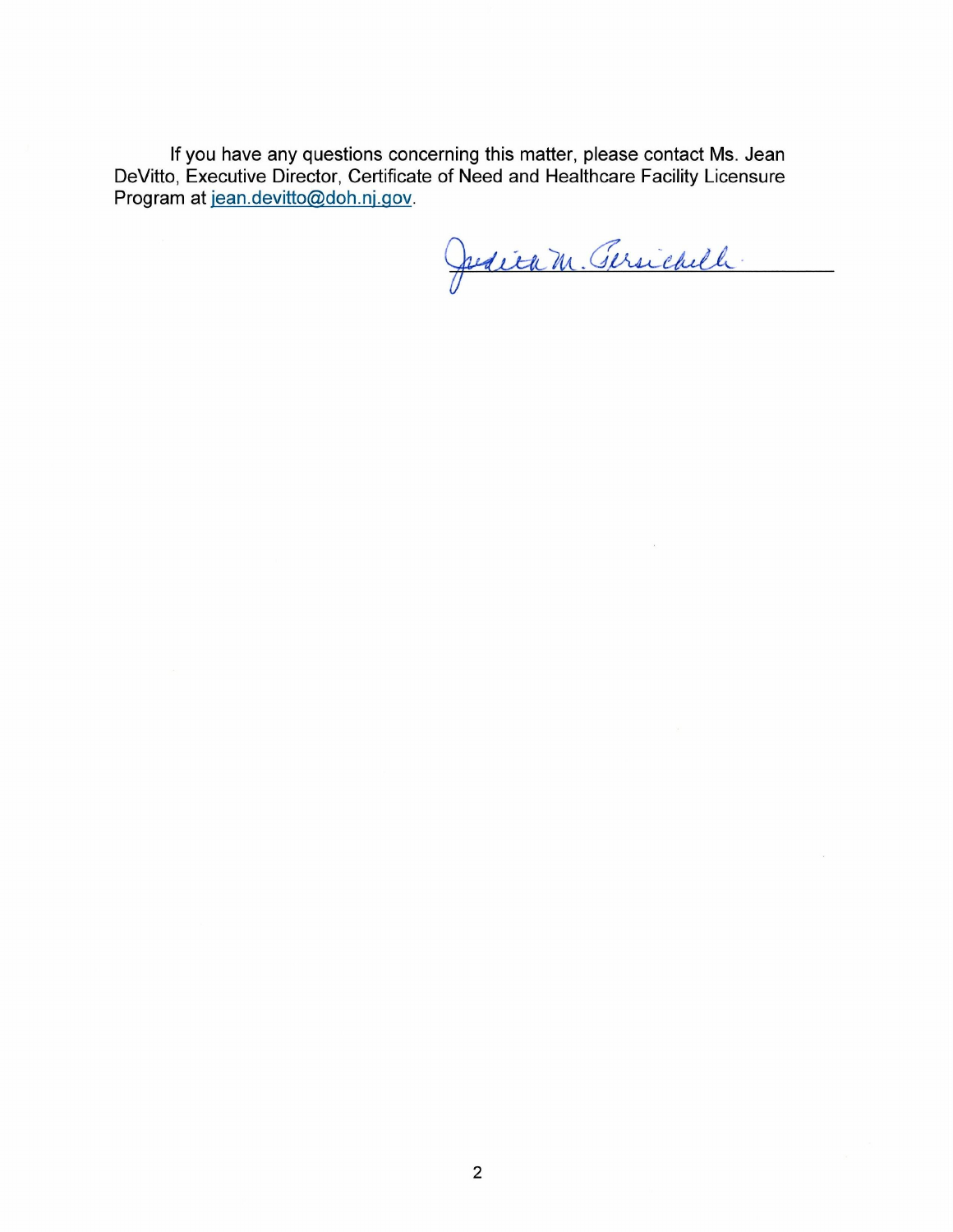If you have any questions concerning this matter, please contact Ms. Jean DeVitto, Executive Director, Certificate of Need and Healthcare Facility Licensure Program at jean.devitto@doh.nj.gov.

Judith M. Persichilli